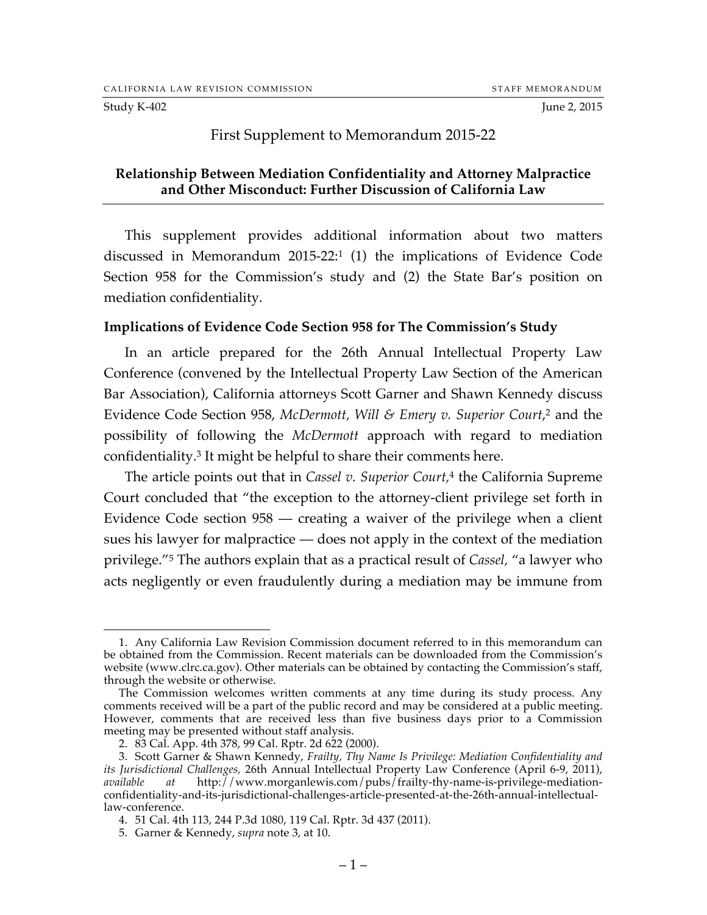Study K-402 June 2, 2015

# First Supplement to Memorandum 2015-22

**Relationship Between Mediation Confidentiality and Attorney Malpractice and Other Misconduct: Further Discussion of California Law**

This supplement provides additional information about two matters discussed in Memorandum 2015-22:[1] (1) the implications of Evidence Code Section 958 for the Commission's study and (2) the State Bar's position on mediation confidentiality.

## Implications of Evidence Code Section 958 for The Commission's Study

In an article prepared for the 26th Annual Intellectual Property Law Conference (convened by the Intellectual Property Law Section of the American Bar Association), California attorneys Scott Garner and Shawn Kennedy discuss Evidence Code Section 958, *McDermott, Will & Emery v. Superior Court*,[2] and the possibility of following the *McDermott* approach with regard to mediation confidentiality.[3] It might be helpful to share their comments here.

The article points out that in *Cassel v. Superior Court*,[4] the California Supreme Court concluded that "the exception to the attorney-client privilege set forth in Evidence Code section 958 — creating a waiver of the privilege when a client sues his lawyer for malpractice — does not apply in the context of the mediation privilege."[5] The authors explain that as a practical result of *Cassel*, "a lawyer who acts negligently or even fraudulently during a mediation may be immune from

---

1. Any California Law Revision Commission document referred to in this memorandum can be obtained from the Commission. Recent materials can be downloaded from the Commission's website (www.clrc.ca.gov). Other materials can be obtained by contacting the Commission's staff, through the website or otherwise.

The Commission welcomes written comments at any time during its study process. Any comments received will be a part of the public record and may be considered at a public meeting. However, comments that are received less than five business days prior to a Commission meeting may be presented without staff analysis.

2. 83 Cal. App. 4th 378, 99 Cal. Rptr. 2d 622 (2000).

3. Scott Garner & Shawn Kennedy, *Frailty, Thy Name Is Privilege: Mediation Confidentiality and its Jurisdictional Challenges,* 26th Annual Intellectual Property Law Conference (April 6-9, 2011), *available at* http://www.morganlewis.com/pubs/frailty-thy-name-is-privilege-mediation-confidentiality-and-its-jurisdictional-challenges-article-presented-at-the-26th-annual-intellectual-law-conference.

4. 51 Cal. 4th 113, 244 P.3d 1080, 119 Cal. Rptr. 3d 437 (2011).

5. Garner & Kennedy, *supra* note 3, at 10.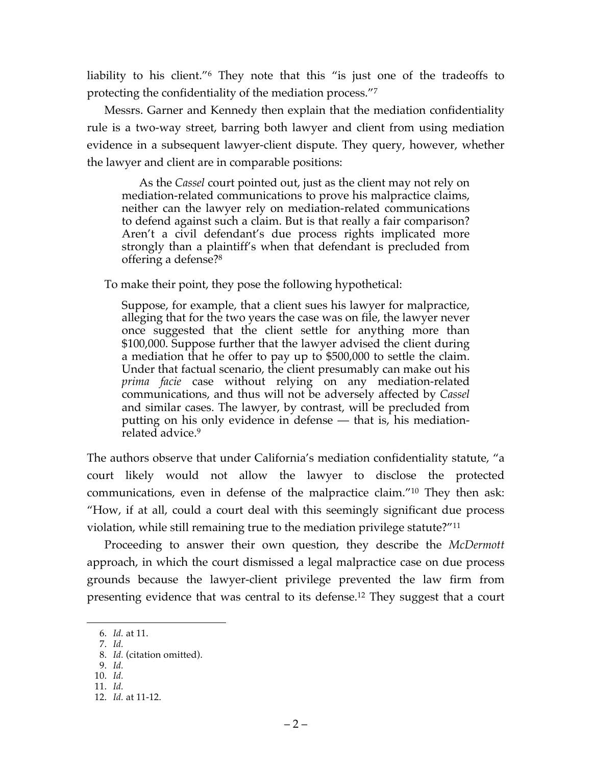liability to his client."[6] They note that this "is just one of the tradeoffs to protecting the confidentiality of the mediation process."[7]

Messrs. Garner and Kennedy then explain that the mediation confidentiality rule is a two-way street, barring both lawyer and client from using mediation evidence in a subsequent lawyer-client dispute. They query, however, whether the lawyer and client are in comparable positions:

> As the *Cassel* court pointed out, just as the client may not rely on mediation-related communications to prove his malpractice claims, neither can the lawyer rely on mediation-related communications to defend against such a claim. But is that really a fair comparison? Aren't a civil defendant's due process rights implicated more strongly than a plaintiff's when that defendant is precluded from offering a defense?[8]

To make their point, they pose the following hypothetical:

> Suppose, for example, that a client sues his lawyer for malpractice, alleging that for the two years the case was on file, the lawyer never once suggested that the client settle for anything more than $100,000. Suppose further that the lawyer advised the client during a mediation that he offer to pay up to $500,000 to settle the claim. Under that factual scenario, the client presumably can make out his *prima facie* case without relying on any mediation-related communications, and thus will not be adversely affected by *Cassel* and similar cases. The lawyer, by contrast, will be precluded from putting on his only evidence in defense — that is, his mediation-related advice.[9]

The authors observe that under California's mediation confidentiality statute, "a court likely would not allow the lawyer to disclose the protected communications, even in defense of the malpractice claim."[10] They then ask: "How, if at all, could a court deal with this seemingly significant due process violation, while still remaining true to the mediation privilege statute?"[11]

Proceeding to answer their own question, they describe the *McDermott* approach, in which the court dismissed a legal malpractice case on due process grounds because the lawyer-client privilege prevented the law firm from presenting evidence that was central to its defense.[12] They suggest that a court

---

6. *Id.* at 11.
7. *Id.*
8. *Id.* (citation omitted).
9. *Id.*
10. *Id.*
11. *Id.*
12. *Id.* at 11-12.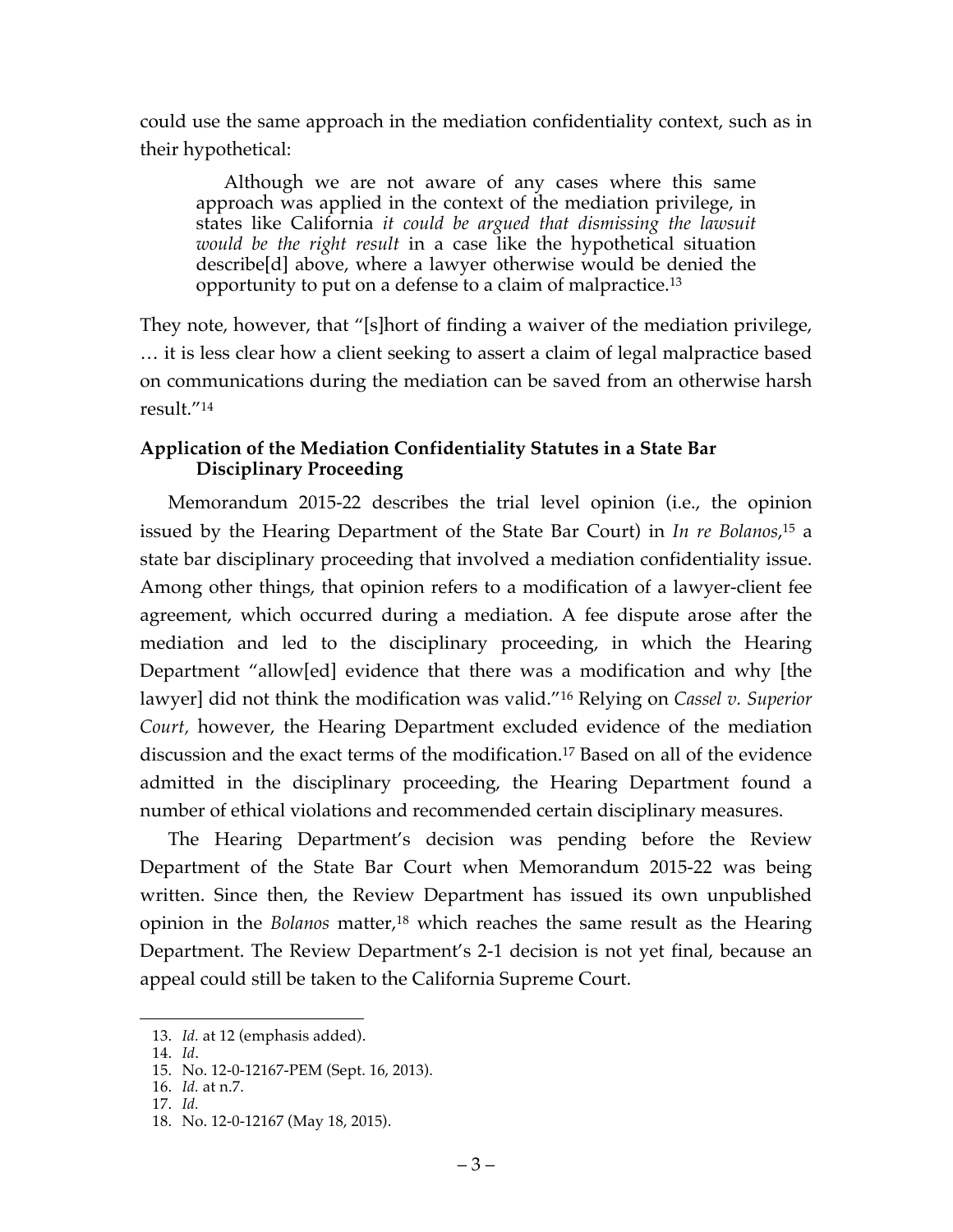could use the same approach in the mediation confidentiality context, such as in their hypothetical:

> Although we are not aware of any cases where this same approach was applied in the context of the mediation privilege, in states like California *it could be argued that dismissing the lawsuit would be the right result* in a case like the hypothetical situation describe[d] above, where a lawyer otherwise would be denied the opportunity to put on a defense to a claim of malpractice.[13]

They note, however, that "[s]hort of finding a waiver of the mediation privilege, … it is less clear how a client seeking to assert a claim of legal malpractice based on communications during the mediation can be saved from an otherwise harsh result."[14]

**Application of the Mediation Confidentiality Statutes in a State Bar Disciplinary Proceeding**

Memorandum 2015-22 describes the trial level opinion (i.e., the opinion issued by the Hearing Department of the State Bar Court) in *In re Bolanos*,[15] a state bar disciplinary proceeding that involved a mediation confidentiality issue. Among other things, that opinion refers to a modification of a lawyer-client fee agreement, which occurred during a mediation. A fee dispute arose after the mediation and led to the disciplinary proceeding, in which the Hearing Department "allow[ed] evidence that there was a modification and why [the lawyer] did not think the modification was valid."[16] Relying on *Cassel v. Superior Court*, however, the Hearing Department excluded evidence of the mediation discussion and the exact terms of the modification.[17] Based on all of the evidence admitted in the disciplinary proceeding, the Hearing Department found a number of ethical violations and recommended certain disciplinary measures.

The Hearing Department's decision was pending before the Review Department of the State Bar Court when Memorandum 2015-22 was being written. Since then, the Review Department has issued its own unpublished opinion in the *Bolanos* matter,[18] which reaches the same result as the Hearing Department. The Review Department's 2-1 decision is not yet final, because an appeal could still be taken to the California Supreme Court.

---

13. *Id.* at 12 (emphasis added).
14. *Id*.
15. No. 12-0-12167-PEM (Sept. 16, 2013).
16. *Id.* at n.7.
17. *Id.*
18. No. 12-0-12167 (May 18, 2015).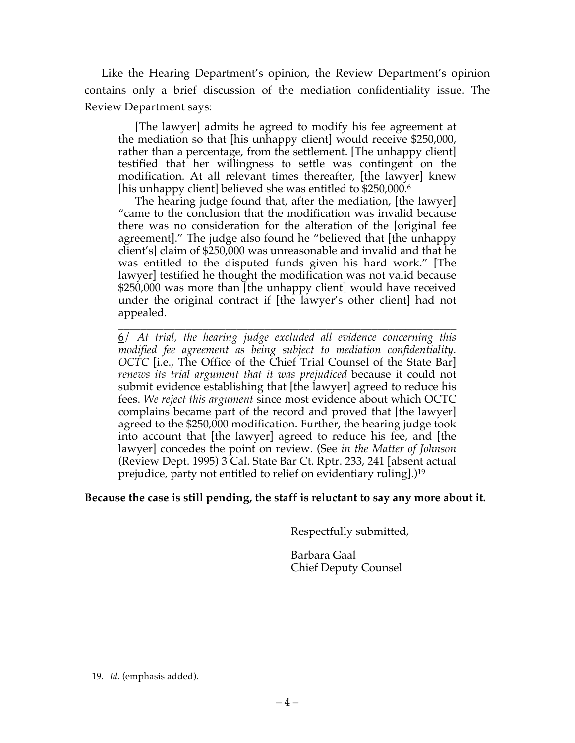Like the Hearing Department's opinion, the Review Department's opinion contains only a brief discussion of the mediation confidentiality issue. The Review Department says:

> [The lawyer] admits he agreed to modify his fee agreement at the mediation so that [his unhappy client] would receive $250,000, rather than a percentage, from the settlement. [The unhappy client] testified that her willingness to settle was contingent on the modification. At all relevant times thereafter, [the lawyer] knew [his unhappy client] believed she was entitled to $250,000.[6]
>
> The hearing judge found that, after the mediation, [the lawyer] "came to the conclusion that the modification was invalid because there was no consideration for the alteration of the [original fee agreement]." The judge also found he "believed that [the unhappy client's] claim of $250,000 was unreasonable and invalid and that he was entitled to the disputed funds given his hard work." [The lawyer] testified he thought the modification was not valid because $250,000 was more than [the unhappy client] would have received under the original contract if [the lawyer's other client] had not appealed.
>
> ---
>
> 6/ *At trial, the hearing judge excluded all evidence concerning this modified fee agreement as being subject to mediation confidentiality. OCTC* [i.e., The Office of the Chief Trial Counsel of the State Bar] *renews its trial argument that it was prejudiced* because it could not submit evidence establishing that [the lawyer] agreed to reduce his fees. *We reject this argument* since most evidence about which OCTC complains became part of the record and proved that [the lawyer] agreed to the $250,000 modification. Further, the hearing judge took into account that [the lawyer] agreed to reduce his fee, and [the lawyer] concedes the point on review. (See *in the Matter of Johnson* (Review Dept. 1995) 3 Cal. State Bar Ct. Rptr. 233, 241 [absent actual prejudice, party not entitled to relief on evidentiary ruling].)[19]

**Because the case is still pending, the staff is reluctant to say any more about it.**

Respectfully submitted,

Barbara Gaal
Chief Deputy Counsel

---

19. *Id.* (emphasis added).